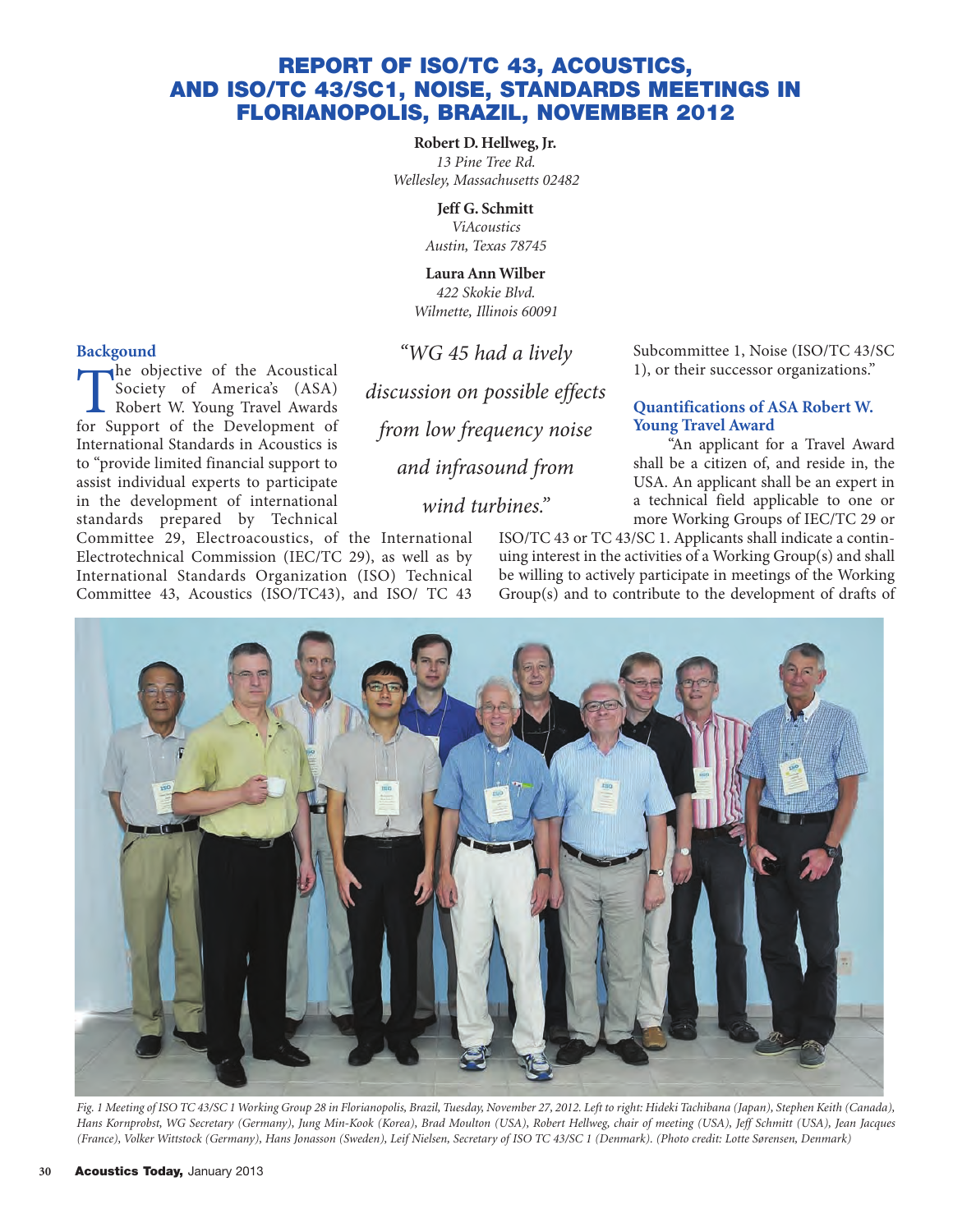# REPORT OF ISO/TC 43, ACOUSTICS, AND ISO/TC 43/SC1, NOISE, STANDARDS MEETINGS IN FLORIANOPOLIS, BRAZIL, NOVEMBER 2012

**Robert D. Hellweg, Jr.**
*13 Pine Tree Rd.*
*Wellesley, Massachusetts 02482*

**Jeff G. Schmitt**
*ViAcoustics*
*Austin, Texas 78745*

**Laura Ann Wilber**
*422 Skokie Blvd.*
*Wilmette, Illinois 60091*

## Backgound

The objective of the Acoustical Society of America's (ASA) Robert W. Young Travel Awards for Support of the Development of International Standards in Acoustics is to "provide limited financial support to assist individual experts to participate in the development of international standards prepared by Technical Committee 29, Electroacoustics, of the International Electrotechnical Commission (IEC/TC 29), as well as by International Standards Organization (ISO) Technical Committee 43, Acoustics (ISO/TC43), and ISO/ TC 43 Subcommittee 1, Noise (ISO/TC 43/SC 1), or their successor organizations."

> *"WG 45 had a lively discussion on possible effects from low frequency noise and infrasound from wind turbines."*

## Quantifications of ASA Robert W. Young Travel Award

"An applicant for a Travel Award shall be a citizen of, and reside in, the USA. An applicant shall be an expert in a technical field applicable to one or more Working Groups of IEC/TC 29 or ISO/TC 43 or TC 43/SC 1. Applicants shall indicate a continuing interest in the activities of a Working Group(s) and shall be willing to actively participate in meetings of the Working Group(s) and to contribute to the development of drafts of

*Fig. 1 Meeting of ISO TC 43/SC 1 Working Group 28 in Florianopolis, Brazil, Tuesday, November 27, 2012. Left to right: Hideki Tachibana (Japan), Stephen Keith (Canada), Hans Kornprobst, WG Secretary (Germany), Jung Min-Kook (Korea), Brad Moulton (USA), Robert Hellweg, chair of meeting (USA), Jeff Schmitt (USA), Jean Jacques (France), Volker Wittstock (Germany), Hans Jonasson (Sweden), Leif Nielsen, Secretary of ISO TC 43/SC 1 (Denmark). (Photo credit: Lotte Sørensen, Denmark)*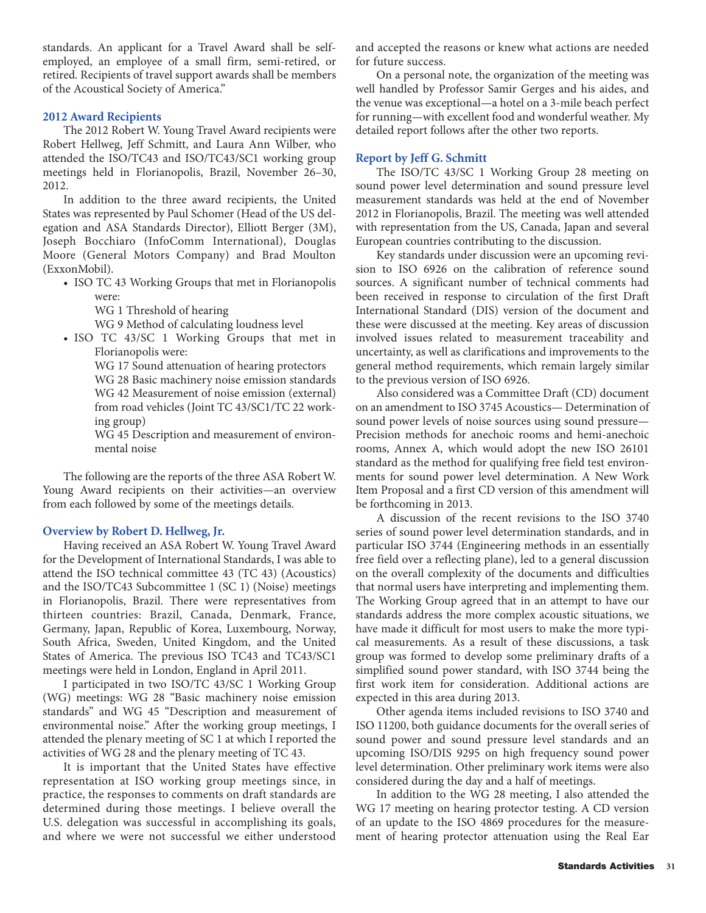standards. An applicant for a Travel Award shall be self-employed, an employee of a small firm, semi-retired, or retired. Recipients of travel support awards shall be members of the Acoustical Society of America."

### 2012 Award Recipients

The 2012 Robert W. Young Travel Award recipients were Robert Hellweg, Jeff Schmitt, and Laura Ann Wilber, who attended the ISO/TC43 and ISO/TC43/SC1 working group meetings held in Florianopolis, Brazil, November 26–30, 2012.

In addition to the three award recipients, the United States was represented by Paul Schomer (Head of the US delegation and ASA Standards Director), Elliott Berger (3M), Joseph Bocchiaro (InfoComm International), Douglas Moore (General Motors Company) and Brad Moulton (ExxonMobil).

- ISO TC 43 Working Groups that met in Florianopolis were:
  - WG 1 Threshold of hearing
  - WG 9 Method of calculating loudness level
- ISO TC 43/SC 1 Working Groups that met in Florianopolis were:
  - WG 17 Sound attenuation of hearing protectors
  - WG 28 Basic machinery noise emission standards
  - WG 42 Measurement of noise emission (external) from road vehicles (Joint TC 43/SC1/TC 22 working group)
  - WG 45 Description and measurement of environmental noise

The following are the reports of the three ASA Robert W. Young Award recipients on their activities—an overview from each followed by some of the meetings details.

### Overview by Robert D. Hellweg, Jr.

Having received an ASA Robert W. Young Travel Award for the Development of International Standards, I was able to attend the ISO technical committee 43 (TC 43) (Acoustics) and the ISO/TC43 Subcommittee 1 (SC 1) (Noise) meetings in Florianopolis, Brazil. There were representatives from thirteen countries: Brazil, Canada, Denmark, France, Germany, Japan, Republic of Korea, Luxembourg, Norway, South Africa, Sweden, United Kingdom, and the United States of America. The previous ISO TC43 and TC43/SC1 meetings were held in London, England in April 2011.

I participated in two ISO/TC 43/SC 1 Working Group (WG) meetings: WG 28 "Basic machinery noise emission standards" and WG 45 "Description and measurement of environmental noise." After the working group meetings, I attended the plenary meeting of SC 1 at which I reported the activities of WG 28 and the plenary meeting of TC 43.

It is important that the United States have effective representation at ISO working group meetings since, in practice, the responses to comments on draft standards are determined during those meetings. I believe overall the U.S. delegation was successful in accomplishing its goals, and where we were not successful we either understood and accepted the reasons or knew what actions are needed for future success.

On a personal note, the organization of the meeting was well handled by Professor Samir Gerges and his aides, and the venue was exceptional—a hotel on a 3-mile beach perfect for running—with excellent food and wonderful weather. My detailed report follows after the other two reports.

### Report by Jeff G. Schmitt

The ISO/TC 43/SC 1 Working Group 28 meeting on sound power level determination and sound pressure level measurement standards was held at the end of November 2012 in Florianopolis, Brazil. The meeting was well attended with representation from the US, Canada, Japan and several European countries contributing to the discussion.

Key standards under discussion were an upcoming revision to ISO 6926 on the calibration of reference sound sources. A significant number of technical comments had been received in response to circulation of the first Draft International Standard (DIS) version of the document and these were discussed at the meeting. Key areas of discussion involved issues related to measurement traceability and uncertainty, as well as clarifications and improvements to the general method requirements, which remain largely similar to the previous version of ISO 6926.

Also considered was a Committee Draft (CD) document on an amendment to ISO 3745 Acoustics— Determination of sound power levels of noise sources using sound pressure—Precision methods for anechoic rooms and hemi-anechoic rooms, Annex A, which would adopt the new ISO 26101 standard as the method for qualifying free field test environments for sound power level determination. A New Work Item Proposal and a first CD version of this amendment will be forthcoming in 2013.

A discussion of the recent revisions to the ISO 3740 series of sound power level determination standards, and in particular ISO 3744 (Engineering methods in an essentially free field over a reflecting plane), led to a general discussion on the overall complexity of the documents and difficulties that normal users have interpreting and implementing them. The Working Group agreed that in an attempt to have our standards address the more complex acoustic situations, we have made it difficult for most users to make the more typical measurements. As a result of these discussions, a task group was formed to develop some preliminary drafts of a simplified sound power standard, with ISO 3744 being the first work item for consideration. Additional actions are expected in this area during 2013.

Other agenda items included revisions to ISO 3740 and ISO 11200, both guidance documents for the overall series of sound power and sound pressure level standards and an upcoming ISO/DIS 9295 on high frequency sound power level determination. Other preliminary work items were also considered during the day and a half of meetings.

In addition to the WG 28 meeting, I also attended the WG 17 meeting on hearing protector testing. A CD version of an update to the ISO 4869 procedures for the measurement of hearing protector attenuation using the Real Ear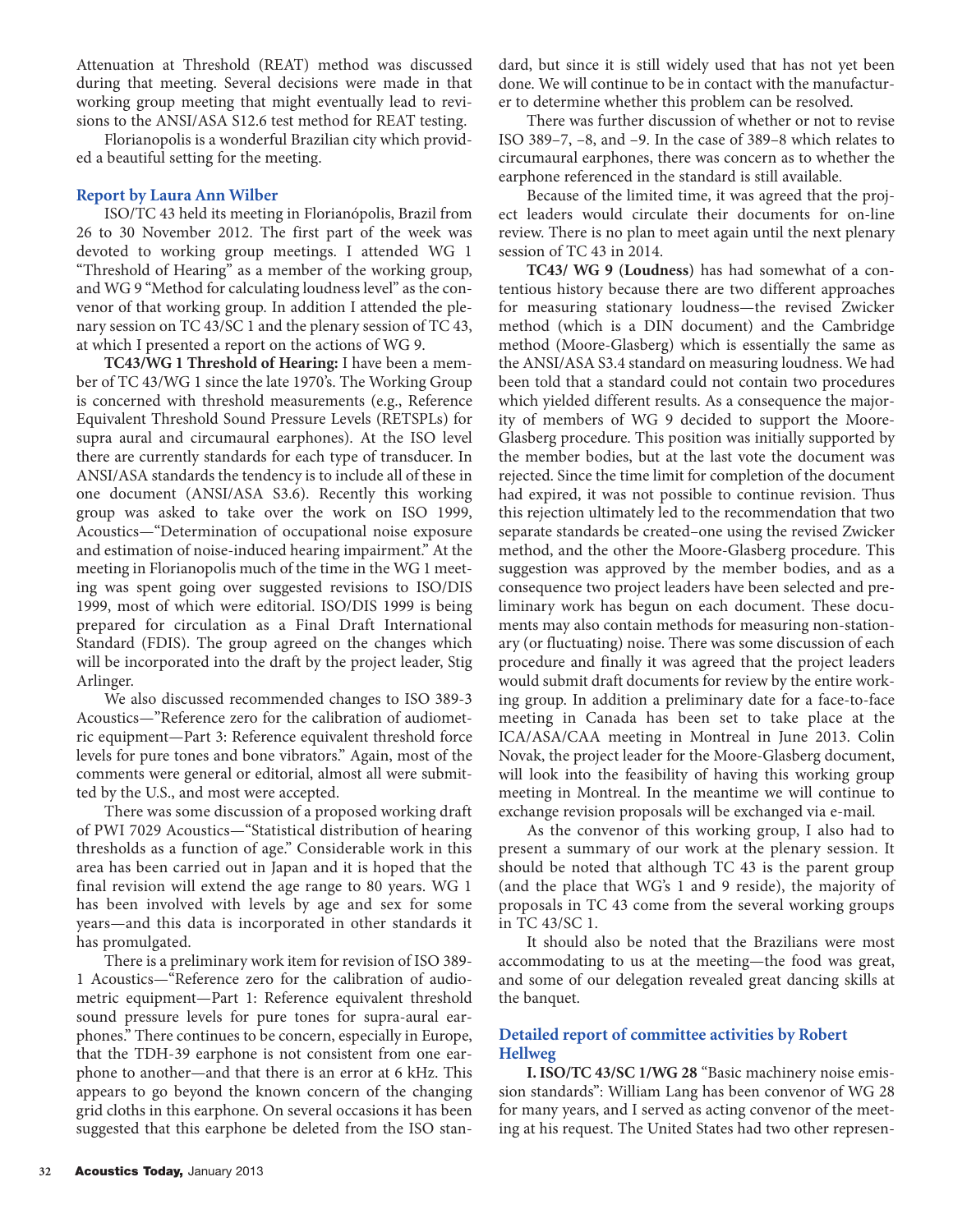Attenuation at Threshold (REAT) method was discussed during that meeting. Several decisions were made in that working group meeting that might eventually lead to revisions to the ANSI/ASA S12.6 test method for REAT testing.

Florianopolis is a wonderful Brazilian city which provided a beautiful setting for the meeting.

### Report by Laura Ann Wilber

ISO/TC 43 held its meeting in Florianópolis, Brazil from 26 to 30 November 2012. The first part of the week was devoted to working group meetings. I attended WG 1 "Threshold of Hearing" as a member of the working group, and WG 9 "Method for calculating loudness level" as the convenor of that working group. In addition I attended the plenary session on TC 43/SC 1 and the plenary session of TC 43, at which I presented a report on the actions of WG 9.

**TC43/WG 1 Threshold of Hearing:** I have been a member of TC 43/WG 1 since the late 1970's. The Working Group is concerned with threshold measurements (e.g., Reference Equivalent Threshold Sound Pressure Levels (RETSPLs) for supra aural and circumaural earphones). At the ISO level there are currently standards for each type of transducer. In ANSI/ASA standards the tendency is to include all of these in one document (ANSI/ASA S3.6). Recently this working group was asked to take over the work on ISO 1999, Acoustics—"Determination of occupational noise exposure and estimation of noise-induced hearing impairment." At the meeting in Florianopolis much of the time in the WG 1 meeting was spent going over suggested revisions to ISO/DIS 1999, most of which were editorial. ISO/DIS 1999 is being prepared for circulation as a Final Draft International Standard (FDIS). The group agreed on the changes which will be incorporated into the draft by the project leader, Stig Arlinger.

We also discussed recommended changes to ISO 389-3 Acoustics—"Reference zero for the calibration of audiometric equipment—Part 3: Reference equivalent threshold force levels for pure tones and bone vibrators." Again, most of the comments were general or editorial, almost all were submitted by the U.S., and most were accepted.

There was some discussion of a proposed working draft of PWI 7029 Acoustics—"Statistical distribution of hearing thresholds as a function of age." Considerable work in this area has been carried out in Japan and it is hoped that the final revision will extend the age range to 80 years. WG 1 has been involved with levels by age and sex for some years—and this data is incorporated in other standards it has promulgated.

There is a preliminary work item for revision of ISO 389-1 Acoustics—"Reference zero for the calibration of audiometric equipment—Part 1: Reference equivalent threshold sound pressure levels for pure tones for supra-aural earphones." There continues to be concern, especially in Europe, that the TDH-39 earphone is not consistent from one earphone to another—and that there is an error at 6 kHz. This appears to go beyond the known concern of the changing grid cloths in this earphone. On several occasions it has been suggested that this earphone be deleted from the ISO standard, but since it is still widely used that has not yet been done. We will continue to be in contact with the manufacturer to determine whether this problem can be resolved.

There was further discussion of whether or not to revise ISO 389–7, –8, and –9. In the case of 389–8 which relates to circumaural earphones, there was concern as to whether the earphone referenced in the standard is still available.

Because of the limited time, it was agreed that the project leaders would circulate their documents for on-line review. There is no plan to meet again until the next plenary session of TC 43 in 2014.

**TC43/ WG 9 (Loudness)** has had somewhat of a contentious history because there are two different approaches for measuring stationary loudness—the revised Zwicker method (which is a DIN document) and the Cambridge method (Moore-Glasberg) which is essentially the same as the ANSI/ASA S3.4 standard on measuring loudness. We had been told that a standard could not contain two procedures which yielded different results. As a consequence the majority of members of WG 9 decided to support the Moore-Glasberg procedure. This position was initially supported by the member bodies, but at the last vote the document was rejected. Since the time limit for completion of the document had expired, it was not possible to continue revision. Thus this rejection ultimately led to the recommendation that two separate standards be created–one using the revised Zwicker method, and the other the Moore-Glasberg procedure. This suggestion was approved by the member bodies, and as a consequence two project leaders have been selected and preliminary work has begun on each document. These documents may also contain methods for measuring non-stationary (or fluctuating) noise. There was some discussion of each procedure and finally it was agreed that the project leaders would submit draft documents for review by the entire working group. In addition a preliminary date for a face-to-face meeting in Canada has been set to take place at the ICA/ASA/CAA meeting in Montreal in June 2013. Colin Novak, the project leader for the Moore-Glasberg document, will look into the feasibility of having this working group meeting in Montreal. In the meantime we will continue to exchange revision proposals will be exchanged via e-mail.

As the convenor of this working group, I also had to present a summary of our work at the plenary session. It should be noted that although TC 43 is the parent group (and the place that WG's 1 and 9 reside), the majority of proposals in TC 43 come from the several working groups in TC 43/SC 1.

It should also be noted that the Brazilians were most accommodating to us at the meeting—the food was great, and some of our delegation revealed great dancing skills at the banquet.

### Detailed report of committee activities by Robert Hellweg

**I. ISO/TC 43/SC 1/WG 28** "Basic machinery noise emission standards": William Lang has been convenor of WG 28 for many years, and I served as acting convenor of the meeting at his request. The United States had two other represen-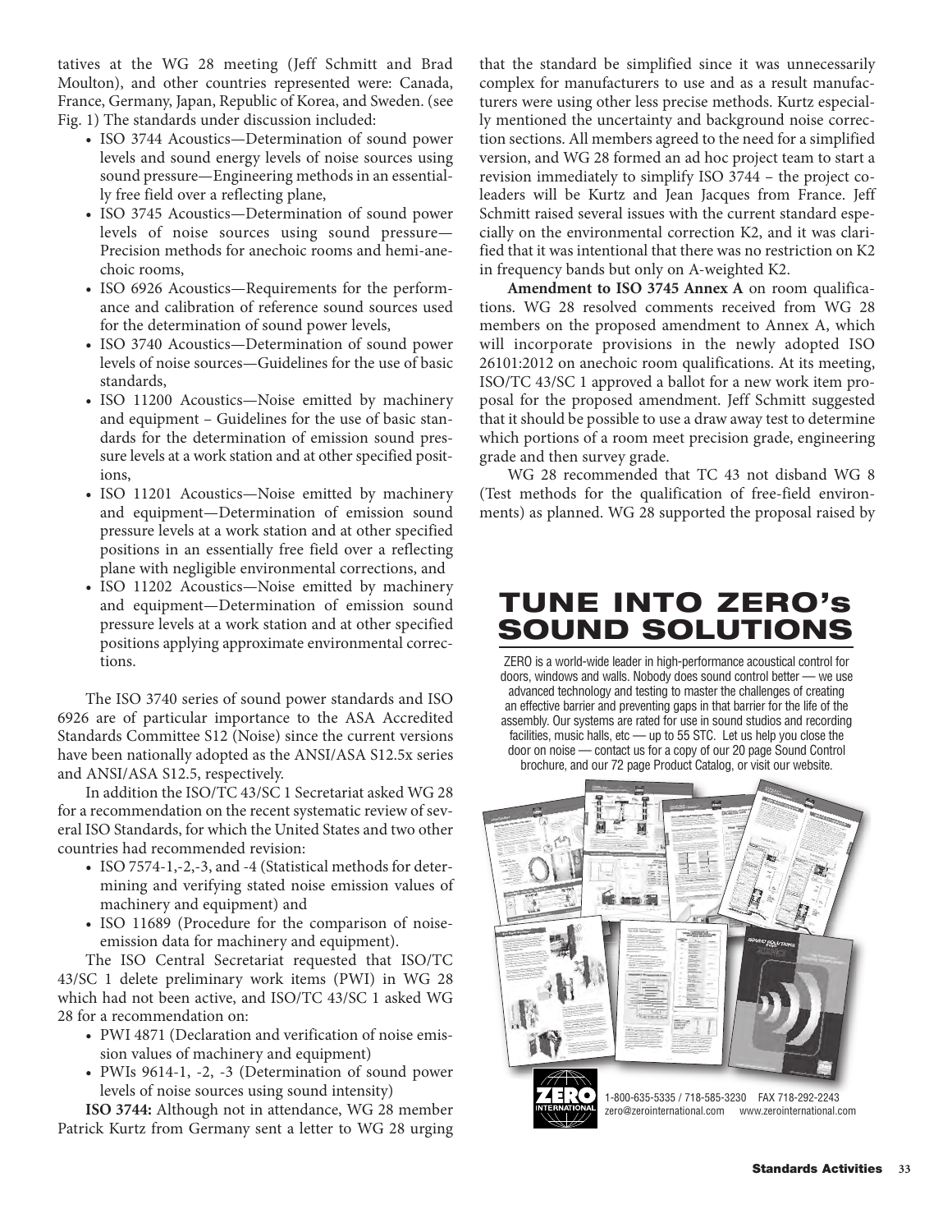tatives at the WG 28 meeting (Jeff Schmitt and Brad Moulton), and other countries represented were: Canada, France, Germany, Japan, Republic of Korea, and Sweden. (see Fig. 1) The standards under discussion included:

- ISO 3744 Acoustics—Determination of sound power levels and sound energy levels of noise sources using sound pressure—Engineering methods in an essentially free field over a reflecting plane,
- ISO 3745 Acoustics—Determination of sound power levels of noise sources using sound pressure—Precision methods for anechoic rooms and hemi-anechoic rooms,
- ISO 6926 Acoustics—Requirements for the performance and calibration of reference sound sources used for the determination of sound power levels,
- ISO 3740 Acoustics—Determination of sound power levels of noise sources—Guidelines for the use of basic standards,
- ISO 11200 Acoustics—Noise emitted by machinery and equipment – Guidelines for the use of basic standards for the determination of emission sound pressure levels at a work station and at other specified positions,
- ISO 11201 Acoustics—Noise emitted by machinery and equipment—Determination of emission sound pressure levels at a work station and at other specified positions in an essentially free field over a reflecting plane with negligible environmental corrections, and
- ISO 11202 Acoustics—Noise emitted by machinery and equipment—Determination of emission sound pressure levels at a work station and at other specified positions applying approximate environmental corrections.

The ISO 3740 series of sound power standards and ISO 6926 are of particular importance to the ASA Accredited Standards Committee S12 (Noise) since the current versions have been nationally adopted as the ANSI/ASA S12.5x series and ANSI/ASA S12.5, respectively.

In addition the ISO/TC 43/SC 1 Secretariat asked WG 28 for a recommendation on the recent systematic review of several ISO Standards, for which the United States and two other countries had recommended revision:

- ISO 7574-1,-2,-3, and -4 (Statistical methods for determining and verifying stated noise emission values of machinery and equipment) and
- ISO 11689 (Procedure for the comparison of noise-emission data for machinery and equipment).

The ISO Central Secretariat requested that ISO/TC 43/SC 1 delete preliminary work items (PWI) in WG 28 which had not been active, and ISO/TC 43/SC 1 asked WG 28 for a recommendation on:

- PWI 4871 (Declaration and verification of noise emission values of machinery and equipment)
- PWIs 9614-1, -2, -3 (Determination of sound power levels of noise sources using sound intensity)

**ISO 3744:** Although not in attendance, WG 28 member Patrick Kurtz from Germany sent a letter to WG 28 urging that the standard be simplified since it was unnecessarily complex for manufacturers to use and as a result manufacturers were using other less precise methods. Kurtz especially mentioned the uncertainty and background noise correction sections. All members agreed to the need for a simplified version, and WG 28 formed an ad hoc project team to start a revision immediately to simplify ISO 3744 – the project co-leaders will be Kurtz and Jean Jacques from France. Jeff Schmitt raised several issues with the current standard especially on the environmental correction K2, and it was clarified that it was intentional that there was no restriction on K2 in frequency bands but only on A-weighted K2.

**Amendment to ISO 3745 Annex A** on room qualifications. WG 28 resolved comments received from WG 28 members on the proposed amendment to Annex A, which will incorporate provisions in the newly adopted ISO 26101:2012 on anechoic room qualifications. At its meeting, ISO/TC 43/SC 1 approved a ballot for a new work item proposal for the proposed amendment. Jeff Schmitt suggested that it should be possible to use a draw away test to determine which portions of a room meet precision grade, engineering grade and then survey grade.

WG 28 recommended that TC 43 not disband WG 8 (Test methods for the qualification of free-field environments) as planned. WG 28 supported the proposal raised by

# TUNE INTO ZERO's SOUND SOLUTIONS

ZERO is a world-wide leader in high-performance acoustical control for doors, windows and walls. Nobody does sound control better — we use advanced technology and testing to master the challenges of creating an effective barrier and preventing gaps in that barrier for the life of the assembly. Our systems are rated for use in sound studios and recording facilities, music halls, etc — up to 55 STC. Let us help you close the door on noise — contact us for a copy of our 20 page Sound Control brochure, and our 72 page Product Catalog, or visit our website.

ZERO INTERNATIONAL

1-800-635-5335 / 718-585-3230 FAX 718-292-2243
zero@zerointernational.com www.zerointernational.com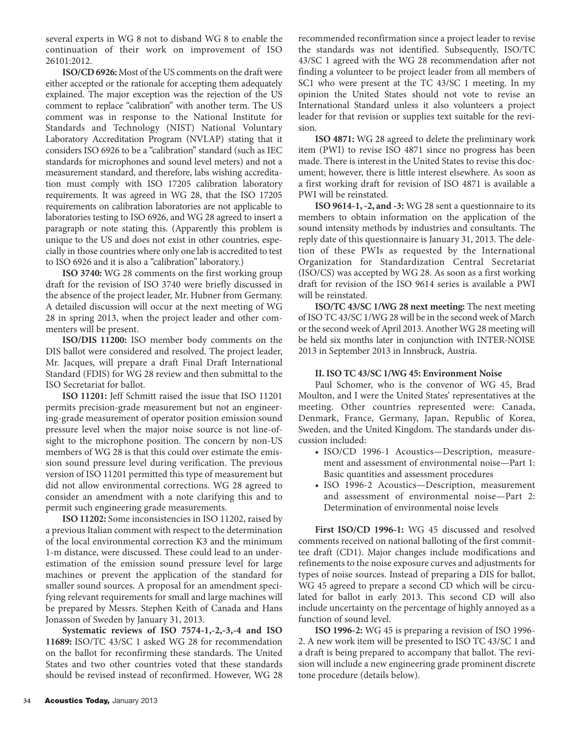several experts in WG 8 not to disband WG 8 to enable the continuation of their work on improvement of ISO 26101:2012.

**ISO/CD 6926:** Most of the US comments on the draft were either accepted or the rationale for accepting them adequately explained. The major exception was the rejection of the US comment to replace "calibration" with another term. The US comment was in response to the National Institute for Standards and Technology (NIST) National Voluntary Laboratory Accreditation Program (NVLAP) stating that it considers ISO 6926 to be a "calibration" standard (such as IEC standards for microphones and sound level meters) and not a measurement standard, and therefore, labs wishing accreditation must comply with ISO 17205 calibration laboratory requirements. It was agreed in WG 28, that the ISO 17205 requirements on calibration laboratories are not applicable to laboratories testing to ISO 6926, and WG 28 agreed to insert a paragraph or note stating this. (Apparently this problem is unique to the US and does not exist in other countries, especially in those countries where only one lab is accredited to test to ISO 6926 and it is also a "calibration" laboratory.)

**ISO 3740:** WG 28 comments on the first working group draft for the revision of ISO 3740 were briefly discussed in the absence of the project leader, Mr. Hubner from Germany. A detailed discussion will occur at the next meeting of WG 28 in spring 2013, when the project leader and other commenters will be present.

**ISO/DIS 11200:** ISO member body comments on the DIS ballot were considered and resolved. The project leader, Mr. Jacques, will prepare a draft Final Draft International Standard (FDIS) for WG 28 review and then submittal to the ISO Secretariat for ballot.

**ISO 11201:** Jeff Schmitt raised the issue that ISO 11201 permits precision-grade measurement but not an engineering-grade measurement of operator position emission sound pressure level when the major noise source is not line-of-sight to the microphone position. The concern by non-US members of WG 28 is that this could over estimate the emission sound pressure level during verification. The previous version of ISO 11201 permitted this type of measurement but did not allow environmental corrections. WG 28 agreed to consider an amendment with a note clarifying this and to permit such engineering grade measurements.

**ISO 11202:** Some inconsistencies in ISO 11202, raised by a previous Italian comment with respect to the determination of the local environmental correction K3 and the minimum 1-m distance, were discussed. These could lead to an underestimation of the emission sound pressure level for large machines or prevent the application of the standard for smaller sound sources. A proposal for an amendment specifying relevant requirements for small and large machines will be prepared by Messrs. Stephen Keith of Canada and Hans Jonasson of Sweden by January 31, 2013.

**Systematic reviews of ISO 7574-1,-2,-3,-4 and ISO 11689:** ISO/TC 43/SC 1 asked WG 28 for recommendation on the ballot for reconfirming these standards. The United States and two other countries voted that these standards should be revised instead of reconfirmed. However, WG 28 recommended reconfirmation since a project leader to revise the standards was not identified. Subsequently, ISO/TC 43/SC 1 agreed with the WG 28 recommendation after not finding a volunteer to be project leader from all members of SC1 who were present at the TC 43/SC 1 meeting. In my opinion the United States should not vote to revise an International Standard unless it also volunteers a project leader for that revision or supplies text suitable for the revision.

**ISO 4871:** WG 28 agreed to delete the preliminary work item (PWI) to revise ISO 4871 since no progress has been made. There is interest in the United States to revise this document; however, there is little interest elsewhere. As soon as a first working draft for revision of ISO 4871 is available a PWI will be reinstated.

**ISO 9614-1, -2, and -3:** WG 28 sent a questionnaire to its members to obtain information on the application of the sound intensity methods by industries and consultants. The reply date of this questionnaire is January 31, 2013. The deletion of these PWIs as requested by the International Organization for Standardization Central Secretariat (ISO/CS) was accepted by WG 28. As soon as a first working draft for revision of the ISO 9614 series is available a PWI will be reinstated.

**ISO/TC 43/SC 1/WG 28 next meeting:** The next meeting of ISO TC 43/SC 1/WG 28 will be in the second week of March or the second week of April 2013. Another WG 28 meeting will be held six months later in conjunction with INTER-NOISE 2013 in September 2013 in Innsbruck, Austria.

**II. ISO TC 43/SC 1/WG 45: Environment Noise**

Paul Schomer, who is the convenor of WG 45, Brad Moulton, and I were the United States' representatives at the meeting. Other countries represented were: Canada, Denmark, France, Germany, Japan, Republic of Korea, Sweden, and the United Kingdom. The standards under discussion included:

- ISO/CD 1996-1 Acoustics—Description, measurement and assessment of environmental noise—Part 1: Basic quantities and assessment procedures
- ISO 1996-2 Acoustics—Description, measurement and assessment of environmental noise—Part 2: Determination of environmental noise levels

**First ISO/CD 1996-1:** WG 45 discussed and resolved comments received on national balloting of the first committee draft (CD1). Major changes include modifications and refinements to the noise exposure curves and adjustments for types of noise sources. Instead of preparing a DIS for ballot, WG 45 agreed to prepare a second CD which will be circulated for ballot in early 2013. This second CD will also include uncertainty on the percentage of highly annoyed as a function of sound level.

**ISO 1996-2:** WG 45 is preparing a revision of ISO 1996-2. A new work item will be presented to ISO TC 43/SC 1 and a draft is being prepared to accompany that ballot. The revision will include a new engineering grade prominent discrete tone procedure (details below).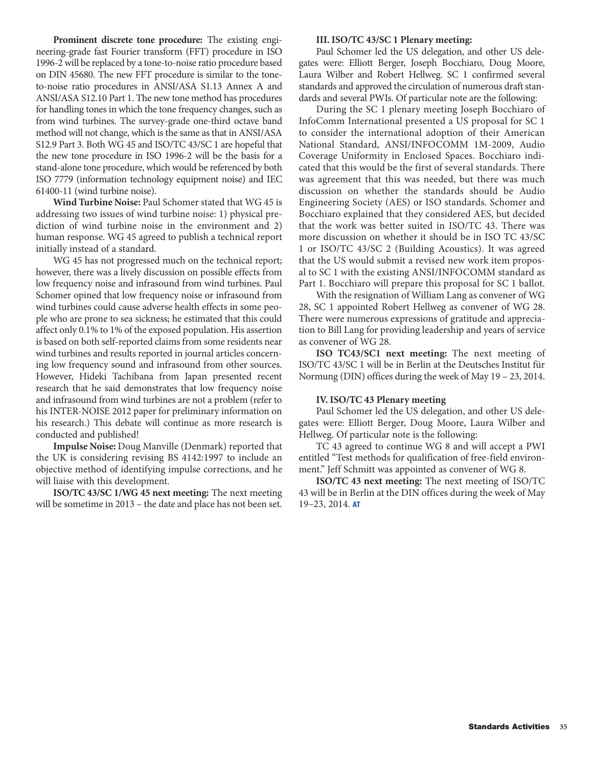**Prominent discrete tone procedure:** The existing engineering-grade fast Fourier transform (FFT) procedure in ISO 1996-2 will be replaced by a tone-to-noise ratio procedure based on DIN 45680. The new FFT procedure is similar to the tone-to-noise ratio procedures in ANSI/ASA S1.13 Annex A and ANSI/ASA S12.10 Part 1. The new tone method has procedures for handling tones in which the tone frequency changes, such as from wind turbines. The survey-grade one-third octave band method will not change, which is the same as that in ANSI/ASA S12.9 Part 3. Both WG 45 and ISO/TC 43/SC 1 are hopeful that the new tone procedure in ISO 1996-2 will be the basis for a stand-alone tone procedure, which would be referenced by both ISO 7779 (information technology equipment noise) and IEC 61400-11 (wind turbine noise).

**Wind Turbine Noise:** Paul Schomer stated that WG 45 is addressing two issues of wind turbine noise: 1) physical prediction of wind turbine noise in the environment and 2) human response. WG 45 agreed to publish a technical report initially instead of a standard.

WG 45 has not progressed much on the technical report; however, there was a lively discussion on possible effects from low frequency noise and infrasound from wind turbines. Paul Schomer opined that low frequency noise or infrasound from wind turbines could cause adverse health effects in some people who are prone to sea sickness; he estimated that this could affect only 0.1% to 1% of the exposed population. His assertion is based on both self-reported claims from some residents near wind turbines and results reported in journal articles concerning low frequency sound and infrasound from other sources. However, Hideki Tachibana from Japan presented recent research that he said demonstrates that low frequency noise and infrasound from wind turbines are not a problem (refer to his INTER-NOISE 2012 paper for preliminary information on his research.) This debate will continue as more research is conducted and published!

**Impulse Noise:** Doug Manville (Denmark) reported that the UK is considering revising BS 4142:1997 to include an objective method of identifying impulse corrections, and he will liaise with this development.

**ISO/TC 43/SC 1/WG 45 next meeting:** The next meeting will be sometime in 2013 – the date and place has not been set.

**III. ISO/TC 43/SC 1 Plenary meeting:**

Paul Schomer led the US delegation, and other US delegates were: Elliott Berger, Joseph Bocchiaro, Doug Moore, Laura Wilber and Robert Hellweg. SC 1 confirmed several standards and approved the circulation of numerous draft standards and several PWIs. Of particular note are the following:

During the SC 1 plenary meeting Joseph Bocchiaro of InfoComm International presented a US proposal for SC 1 to consider the international adoption of their American National Standard, ANSI/INFOCOMM 1M-2009, Audio Coverage Uniformity in Enclosed Spaces. Bocchiaro indicated that this would be the first of several standards. There was agreement that this was needed, but there was much discussion on whether the standards should be Audio Engineering Society (AES) or ISO standards. Schomer and Bocchiaro explained that they considered AES, but decided that the work was better suited in ISO/TC 43. There was more discussion on whether it should be in ISO TC 43/SC 1 or ISO/TC 43/SC 2 (Building Acoustics). It was agreed that the US would submit a revised new work item proposal to SC 1 with the existing ANSI/INFOCOMM standard as Part 1. Bocchiaro will prepare this proposal for SC 1 ballot.

With the resignation of William Lang as convener of WG 28, SC 1 appointed Robert Hellweg as convener of WG 28. There were numerous expressions of gratitude and appreciation to Bill Lang for providing leadership and years of service as convener of WG 28.

**ISO TC43/SC1 next meeting:** The next meeting of ISO/TC 43/SC 1 will be in Berlin at the Deutsches Institut für Normung (DIN) offices during the week of May 19 – 23, 2014.

**IV. ISO/TC 43 Plenary meeting**

Paul Schomer led the US delegation, and other US delegates were: Elliott Berger, Doug Moore, Laura Wilber and Hellweg. Of particular note is the following:

TC 43 agreed to continue WG 8 and will accept a PWI entitled "Test methods for qualification of free-field environment." Jeff Schmitt was appointed as convener of WG 8.

**ISO/TC 43 next meeting:** The next meeting of ISO/TC 43 will be in Berlin at the DIN offices during the week of May 19–23, 2014. AT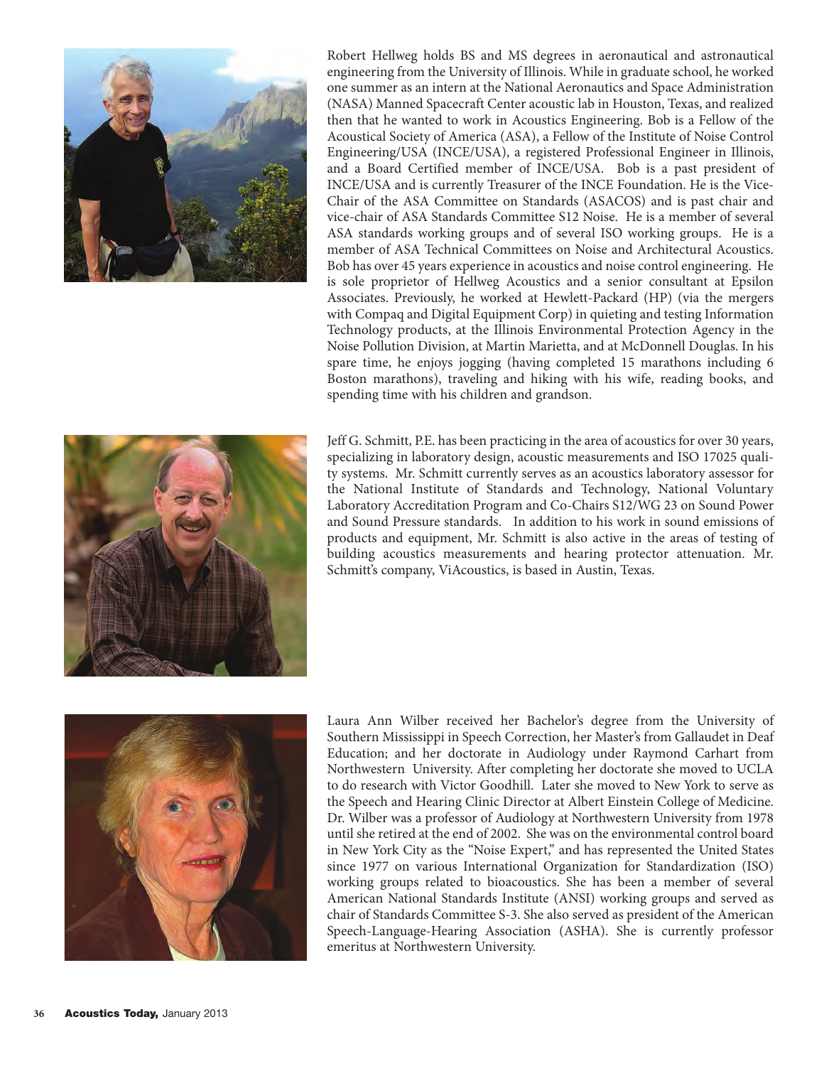Robert Hellweg holds BS and MS degrees in aeronautical and astronautical engineering from the University of Illinois. While in graduate school, he worked one summer as an intern at the National Aeronautics and Space Administration (NASA) Manned Spacecraft Center acoustic lab in Houston, Texas, and realized then that he wanted to work in Acoustics Engineering. Bob is a Fellow of the Acoustical Society of America (ASA), a Fellow of the Institute of Noise Control Engineering/USA (INCE/USA), a registered Professional Engineer in Illinois, and a Board Certified member of INCE/USA. Bob is a past president of INCE/USA and is currently Treasurer of the INCE Foundation. He is the Vice-Chair of the ASA Committee on Standards (ASACOS) and is past chair and vice-chair of ASA Standards Committee S12 Noise. He is a member of several ASA standards working groups and of several ISO working groups. He is a member of ASA Technical Committees on Noise and Architectural Acoustics. Bob has over 45 years experience in acoustics and noise control engineering. He is sole proprietor of Hellweg Acoustics and a senior consultant at Epsilon Associates. Previously, he worked at Hewlett-Packard (HP) (via the mergers with Compaq and Digital Equipment Corp) in quieting and testing Information Technology products, at the Illinois Environmental Protection Agency in the Noise Pollution Division, at Martin Marietta, and at McDonnell Douglas. In his spare time, he enjoys jogging (having completed 15 marathons including 6 Boston marathons), traveling and hiking with his wife, reading books, and spending time with his children and grandson.

Jeff G. Schmitt, P.E. has been practicing in the area of acoustics for over 30 years, specializing in laboratory design, acoustic measurements and ISO 17025 quality systems. Mr. Schmitt currently serves as an acoustics laboratory assessor for the National Institute of Standards and Technology, National Voluntary Laboratory Accreditation Program and Co-Chairs S12/WG 23 on Sound Power and Sound Pressure standards. In addition to his work in sound emissions of products and equipment, Mr. Schmitt is also active in the areas of testing of building acoustics measurements and hearing protector attenuation. Mr. Schmitt's company, ViAcoustics, is based in Austin, Texas.

Laura Ann Wilber received her Bachelor's degree from the University of Southern Mississippi in Speech Correction, her Master's from Gallaudet in Deaf Education; and her doctorate in Audiology under Raymond Carhart from Northwestern University. After completing her doctorate she moved to UCLA to do research with Victor Goodhill. Later she moved to New York to serve as the Speech and Hearing Clinic Director at Albert Einstein College of Medicine. Dr. Wilber was a professor of Audiology at Northwestern University from 1978 until she retired at the end of 2002. She was on the environmental control board in New York City as the "Noise Expert," and has represented the United States since 1977 on various International Organization for Standardization (ISO) working groups related to bioacoustics. She has been a member of several American National Standards Institute (ANSI) working groups and served as chair of Standards Committee S-3. She also served as president of the American Speech-Language-Hearing Association (ASHA). She is currently professor emeritus at Northwestern University.